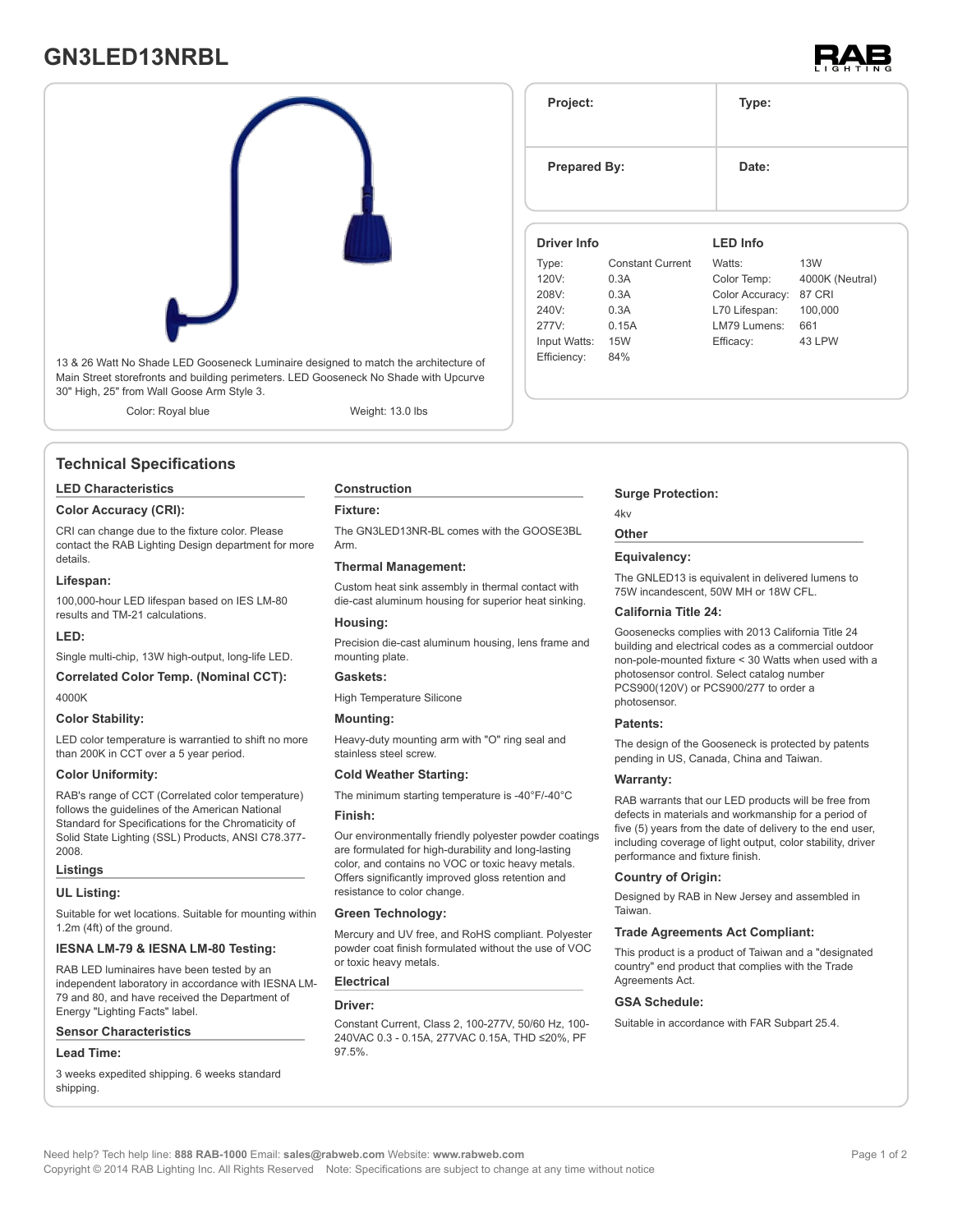# GN3LED13NRBL

13 & 26 Watt No Shade LED Gooseneck Luminaire designed to match the architecture of Main Street storefronts and building perimeters. LED Gooseneck No Shade with Upcurve 30" High, 25" from Wall Goose Arm Style 3.

Color: Royal blue

Weight: 13.0 lbs

| Project: | Type: |
|---|---|
| **Prepared By:** | **Date:** |

### Driver Info

| | |
|---|---|
| Type: | Constant Current |
| 120V: | 0.3A |
| 208V: | 0.3A |
| 240V: | 0.3A |
| 277V: | 0.15A |
| Input Watts: | 15W |
| Efficiency: | 84% |

### LED Info

| | |
|---|---|
| Watts: | 13W |
| Color Temp: | 4000K (Neutral) |
| Color Accuracy: | 87 CRI |
| L70 Lifespan: | 100,000 |
| LM79 Lumens: | 661 |
| Efficacy: | 43 LPW |

## Technical Specifications

### LED Characteristics

**Color Accuracy (CRI):**

CRI can change due to the fixture color. Please contact the RAB Lighting Design department for more details.

**Lifespan:**

100,000-hour LED lifespan based on IES LM-80 results and TM-21 calculations.

**LED:**

Single multi-chip, 13W high-output, long-life LED.

**Correlated Color Temp. (Nominal CCT):**

4000K

**Color Stability:**

LED color temperature is warrantied to shift no more than 200K in CCT over a 5 year period.

**Color Uniformity:**

RAB's range of CCT (Correlated color temperature) follows the guidelines of the American National Standard for Specifications for the Chromaticity of Solid State Lighting (SSL) Products, ANSI C78.377-2008.

### Listings

**UL Listing:**

Suitable for wet locations. Suitable for mounting within 1.2m (4ft) of the ground.

**IESNA LM-79 & IESNA LM-80 Testing:**

RAB LED luminaires have been tested by an independent laboratory in accordance with IESNA LM-79 and 80, and have received the Department of Energy "Lighting Facts" label.

### Sensor Characteristics

**Lead Time:**

3 weeks expedited shipping. 6 weeks standard shipping.

### Construction

**Fixture:**

The GN3LED13NR-BL comes with the GOOSE3BL Arm.

**Thermal Management:**

Custom heat sink assembly in thermal contact with die-cast aluminum housing for superior heat sinking.

**Housing:**

Precision die-cast aluminum housing, lens frame and mounting plate.

**Gaskets:**

High Temperature Silicone

**Mounting:**

Heavy-duty mounting arm with "O" ring seal and stainless steel screw.

**Cold Weather Starting:**

The minimum starting temperature is -40°F/-40°C

**Finish:**

Our environmentally friendly polyester powder coatings are formulated for high-durability and long-lasting color, and contains no VOC or toxic heavy metals. Offers significantly improved gloss retention and resistance to color change.

**Green Technology:**

Mercury and UV free, and RoHS compliant. Polyester powder coat finish formulated without the use of VOC or toxic heavy metals.

### Electrical

**Driver:**

Constant Current, Class 2, 100-277V, 50/60 Hz, 100-240VAC 0.3 - 0.15A, 277VAC 0.15A, THD ≤20%, PF 97.5%.

**Surge Protection:**

4kv

### Other

**Equivalency:**

The GNLED13 is equivalent in delivered lumens to 75W incandescent, 50W MH or 18W CFL.

**California Title 24:**

Goosenecks complies with 2013 California Title 24 building and electrical codes as a commercial outdoor non-pole-mounted fixture < 30 Watts when used with a photosensor control. Select catalog number PCS900(120V) or PCS900/277 to order a photosensor.

**Patents:**

The design of the Gooseneck is protected by patents pending in US, Canada, China and Taiwan.

**Warranty:**

RAB warrants that our LED products will be free from defects in materials and workmanship for a period of five (5) years from the date of delivery to the end user, including coverage of light output, color stability, driver performance and fixture finish.

**Country of Origin:**

Designed by RAB in New Jersey and assembled in Taiwan.

**Trade Agreements Act Compliant:**

This product is a product of Taiwan and a "designated country" end product that complies with the Trade Agreements Act.

**GSA Schedule:**

Suitable in accordance with FAR Subpart 25.4.

Need help? Tech help line: **888 RAB-1000** Email: **sales@rabweb.com** Website: **www.rabweb.com**
Copyright © 2014 RAB Lighting Inc. All Rights Reserved Note: Specifications are subject to change at any time without notice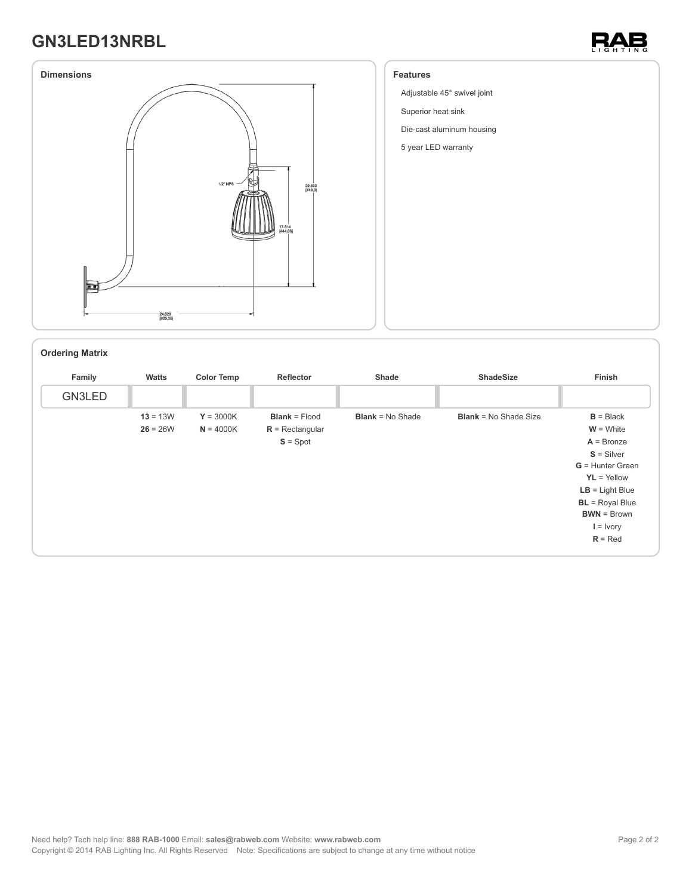# GN3LED13NRBL

## Dimensions

1/2" NPS

29.500 [749.3]

17.514 [444.86]

24.620 [625.35]

## Features

- Adjustable 45° swivel joint
- Superior heat sink
- Die-cast aluminum housing
- 5 year LED warranty

## Ordering Matrix

| Family | Watts | Color Temp | Reflector | Shade | ShadeSize | Finish |
|---|---|---|---|---|---|---|
| GN3LED | | | | | | |
| | **13** = 13W | **Y** = 3000K | **Blank** = Flood | **Blank** = No Shade | **Blank** = No Shade Size | **B** = Black |
| | **26** = 26W | **N** = 4000K | **R** = Rectangular | | | **W** = White |
| | | | **S** = Spot | | | **A** = Bronze |
| | | | | | | **S** = Silver |
| | | | | | | **G** = Hunter Green |
| | | | | | | **YL** = Yellow |
| | | | | | | **LB** = Light Blue |
| | | | | | | **BL** = Royal Blue |
| | | | | | | **BWN** = Brown |
| | | | | | | **I** = Ivory |
| | | | | | | **R** = Red |

Need help? Tech help line: **888 RAB-1000** Email: **sales@rabweb.com** Website: **www.rabweb.com**

Copyright © 2014 RAB Lighting Inc. All Rights Reserved Note: Specifications are subject to change at any time without notice